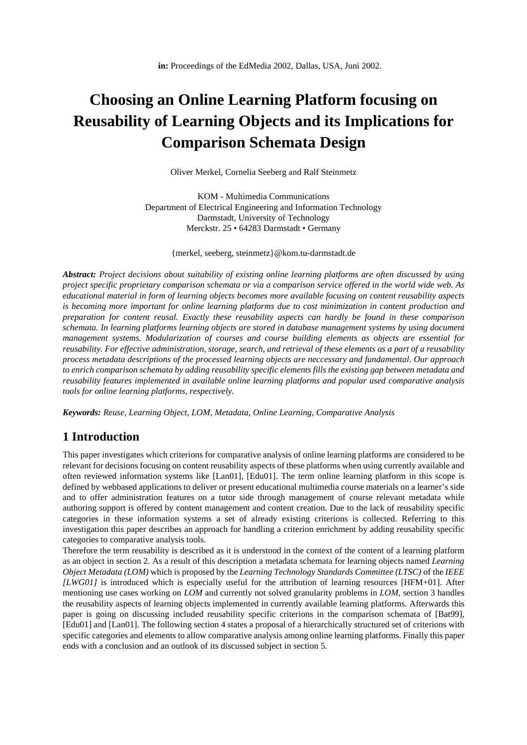**in:** Proceedings of the EdMedia 2002, Dallas, USA, Juni 2002.

# Choosing an Online Learning Platform focusing on Reusability of Learning Objects and its Implications for Comparison Schemata Design

Oliver Merkel, Cornelia Seeberg and Ralf Steinmetz

KOM - Multimedia Communications
Department of Electrical Engineering and Information Technology
Darmstadt, University of Technology
Merckstr. 25 • 64283 Darmstadt • Germany

{merkel, seeberg, steinmetz}@kom.tu-darmstadt.de

***Abstract:*** *Project decisions about suitability of existing online learning platforms are often discussed by using project specific proprietary comparison schemata or via a comparison service offered in the world wide web. As educational material in form of learning objects becomes more available focusing on content reusability aspects is becoming more important for online learning platforms due to cost minimization in content production and preparation for content reusal. Exactly these reusability aspects can hardly be found in these comparison schemata. In learning platforms learning objects are stored in database management systems by using document management systems. Modularization of courses and course building elements as objects are essential for reusability. For effective administration, storage, search, and retrieval of these elements as a part of a reusability process metadata descriptions of the processed learning objects are neccessary and fundamental. Our approach to enrich comparison schemata by adding reusability specific elements fills the existing gap between metadata and reusability features implemented in available online learning platforms and popular used comparative analysis tools for online learning platforms, respectively.*

***Keywords:*** *Reuse, Learning Object, LOM, Metadata, Online Learning, Comparative Analysis*

## 1 Introduction

This paper investigates which criterions for comparative analysis of online learning platforms are considered to be relevant for decisions focusing on content reusability aspects of these platforms when using currently available and often reviewed information systems like [Lan01], [Edu01]. The term online learning platform in this scope is defined by webbased applications to deliver or present educational multimedia course materials on a learner's side and to offer administration features on a tutor side through management of course relevant metadata while authoring support is offered by content management and content creation. Due to the lack of reusability specific categories in these information systems a set of already existing criterions is collected. Referring to this investigation this paper describes an approach for handling a criterion enrichment by adding reusability specific categories to comparative analysis tools.

Therefore the term reusability is described as it is understood in the context of the content of a learning platform as an object in section 2. As a result of this description a metadata schemata for learning objects named *Learning Object Metadata (LOM)* which is proposed by the *Learning Technology Standards Committee (LTSC)* of the *IEEE [LWG01]* is introduced which is especially useful for the attribution of learning resources [HFM+01]. After mentioning use cases working on *LOM* and currently not solved granularity problems in *LOM*, section 3 handles the reusability aspects of learning objects implemented in currently available learning platforms. Afterwards this paper is going on discussing included reusability specific criterions in the comparison schemata of [Bat99], [Edu01] and [Lan01]. The following section 4 states a proposal of a hierarchically structured set of criterions with specific categories and elements to allow comparative analysis among online learning platforms. Finally this paper ends with a conclusion and an outlook of its discussed subject in section 5.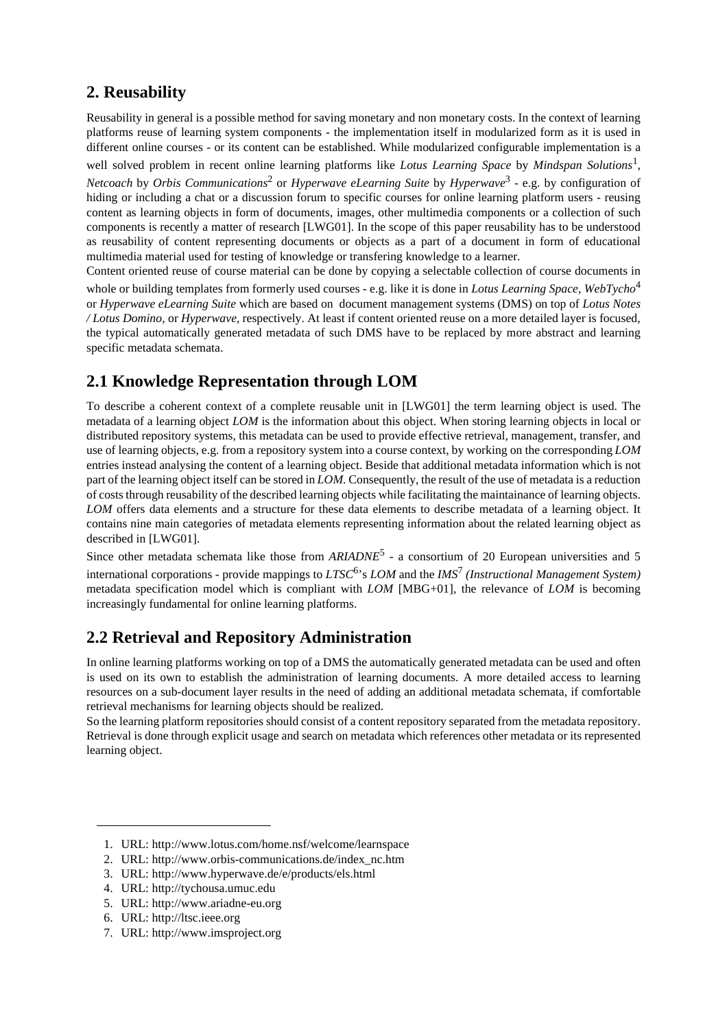## 2. Reusability

Reusability in general is a possible method for saving monetary and non monetary costs. In the context of learning platforms reuse of learning system components - the implementation itself in modularized form as it is used in different online courses - or its content can be established. While modularized configurable implementation is a well solved problem in recent online learning platforms like *Lotus Learning Space* by *Mindspan Solutions*[1], *Netcoach* by *Orbis Communications*[2] or *Hyperwave eLearning Suite* by *Hyperwave*[3] - e.g. by configuration of hiding or including a chat or a discussion forum to specific courses for online learning platform users - reusing content as learning objects in form of documents, images, other multimedia components or a collection of such components is recently a matter of research [LWG01]. In the scope of this paper reusability has to be understood as reusability of content representing documents or objects as a part of a document in form of educational multimedia material used for testing of knowledge or transfering knowledge to a learner.

Content oriented reuse of course material can be done by copying a selectable collection of course documents in whole or building templates from formerly used courses - e.g. like it is done in *Lotus Learning Space*, *WebTycho*[4] or *Hyperwave eLearning Suite* which are based on document management systems (DMS) on top of *Lotus Notes / Lotus Domino*, or *Hyperwave*, respectively. At least if content oriented reuse on a more detailed layer is focused, the typical automatically generated metadata of such DMS have to be replaced by more abstract and learning specific metadata schemata.

## 2.1 Knowledge Representation through LOM

To describe a coherent context of a complete reusable unit in [LWG01] the term learning object is used. The metadata of a learning object *LOM* is the information about this object. When storing learning objects in local or distributed repository systems, this metadata can be used to provide effective retrieval, management, transfer, and use of learning objects, e.g. from a repository system into a course context, by working on the corresponding *LOM* entries instead analysing the content of a learning object. Beside that additional metadata information which is not part of the learning object itself can be stored in *LOM*. Consequently, the result of the use of metadata is a reduction of costs through reusability of the described learning objects while facilitating the maintainance of learning objects. *LOM* offers data elements and a structure for these data elements to describe metadata of a learning object. It contains nine main categories of metadata elements representing information about the related learning object as described in [LWG01].

Since other metadata schemata like those from *ARIADNE*[5] - a consortium of 20 European universities and 5 international corporations - provide mappings to *LTSC*[6]'s *LOM* and the *IMS*[7] *(Instructional Management System)* metadata specification model which is compliant with *LOM* [MBG+01], the relevance of *LOM* is becoming increasingly fundamental for online learning platforms.

## 2.2 Retrieval and Repository Administration

In online learning platforms working on top of a DMS the automatically generated metadata can be used and often is used on its own to establish the administration of learning documents. A more detailed access to learning resources on a sub-document layer results in the need of adding an additional metadata schemata, if comfortable retrieval mechanisms for learning objects should be realized.

So the learning platform repositories should consist of a content repository separated from the metadata repository. Retrieval is done through explicit usage and search on metadata which references other metadata or its represented learning object.

---

1. URL: http://www.lotus.com/home.nsf/welcome/learnspace
2. URL: http://www.orbis-communications.de/index_nc.htm
3. URL: http://www.hyperwave.de/e/products/els.html
4. URL: http://tychousa.umuc.edu
5. URL: http://www.ariadne-eu.org
6. URL: http://ltsc.ieee.org
7. URL: http://www.imsproject.org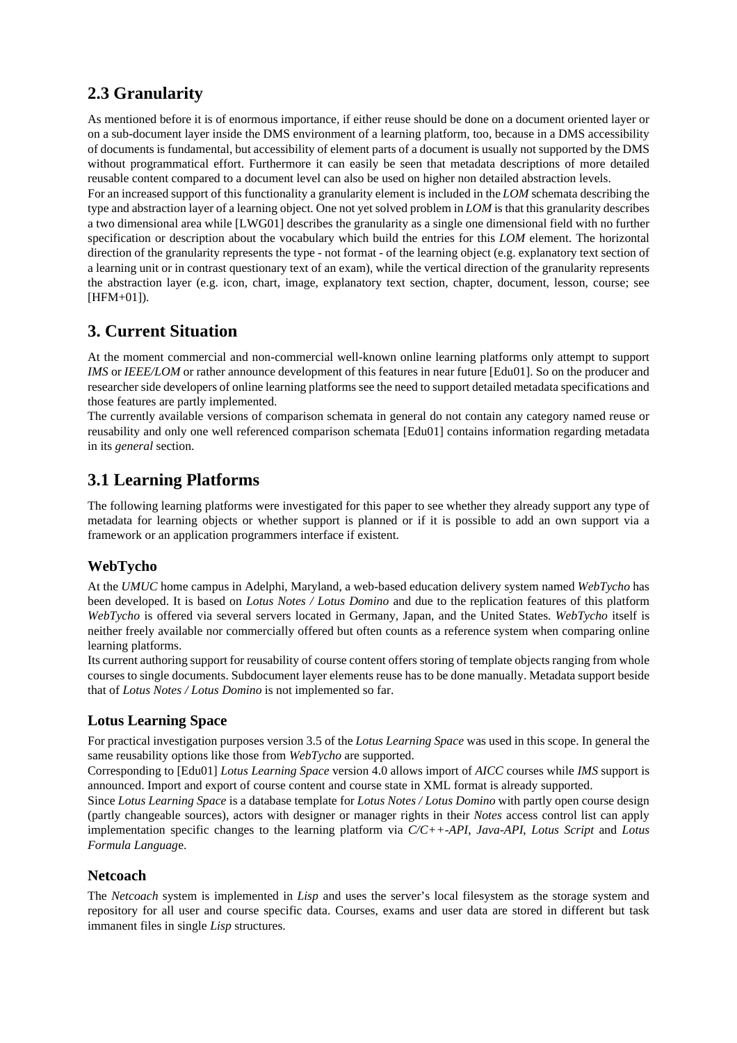## 2.3 Granularity

As mentioned before it is of enormous importance, if either reuse should be done on a document oriented layer or on a sub-document layer inside the DMS environment of a learning platform, too, because in a DMS accessibility of documents is fundamental, but accessibility of element parts of a document is usually not supported by the DMS without programmatical effort. Furthermore it can easily be seen that metadata descriptions of more detailed reusable content compared to a document level can also be used on higher non detailed abstraction levels.

For an increased support of this functionality a granularity element is included in the *LOM* schemata describing the type and abstraction layer of a learning object. One not yet solved problem in *LOM* is that this granularity describes a two dimensional area while [LWG01] describes the granularity as a single one dimensional field with no further specification or description about the vocabulary which build the entries for this *LOM* element. The horizontal direction of the granularity represents the type - not format - of the learning object (e.g. explanatory text section of a learning unit or in contrast questionary text of an exam), while the vertical direction of the granularity represents the abstraction layer (e.g. icon, chart, image, explanatory text section, chapter, document, lesson, course; see [HFM+01]).

# 3. Current Situation

At the moment commercial and non-commercial well-known online learning platforms only attempt to support *IMS* or *IEEE/LOM* or rather announce development of this features in near future [Edu01]. So on the producer and researcher side developers of online learning platforms see the need to support detailed metadata specifications and those features are partly implemented.

The currently available versions of comparison schemata in general do not contain any category named reuse or reusability and only one well referenced comparison schemata [Edu01] contains information regarding metadata in its *general* section.

## 3.1 Learning Platforms

The following learning platforms were investigated for this paper to see whether they already support any type of metadata for learning objects or whether support is planned or if it is possible to add an own support via a framework or an application programmers interface if existent.

### WebTycho

At the *UMUC* home campus in Adelphi, Maryland, a web-based education delivery system named *WebTycho* has been developed. It is based on *Lotus Notes / Lotus Domino* and due to the replication features of this platform *WebTycho* is offered via several servers located in Germany, Japan, and the United States. *WebTycho* itself is neither freely available nor commercially offered but often counts as a reference system when comparing online learning platforms.

Its current authoring support for reusability of course content offers storing of template objects ranging from whole courses to single documents. Subdocument layer elements reuse has to be done manually. Metadata support beside that of *Lotus Notes / Lotus Domino* is not implemented so far.

### Lotus Learning Space

For practical investigation purposes version 3.5 of the *Lotus Learning Space* was used in this scope. In general the same reusability options like those from *WebTycho* are supported.

Corresponding to [Edu01] *Lotus Learning Space* version 4.0 allows import of *AICC* courses while *IMS* support is announced. Import and export of course content and course state in XML format is already supported.

Since *Lotus Learning Space* is a database template for *Lotus Notes / Lotus Domino* with partly open course design (partly changeable sources), actors with designer or manager rights in their *Notes* access control list can apply implementation specific changes to the learning platform via *C/C++-API*, *Java-API*, *Lotus Script* and *Lotus Formula Language*.

### Netcoach

The *Netcoach* system is implemented in *Lisp* and uses the server's local filesystem as the storage system and repository for all user and course specific data. Courses, exams and user data are stored in different but task immanent files in single *Lisp* structures.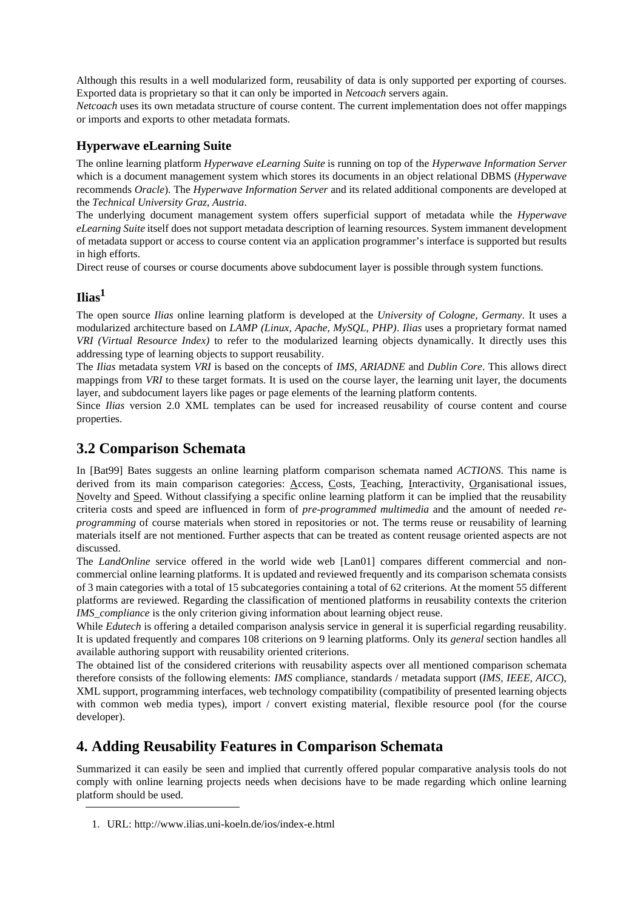Although this results in a well modularized form, reusability of data is only supported per exporting of courses. Exported data is proprietary so that it can only be imported in *Netcoach* servers again.
*Netcoach* uses its own metadata structure of course content. The current implementation does not offer mappings or imports and exports to other metadata formats.

### Hyperwave eLearning Suite

The online learning platform *Hyperwave eLearning Suite* is running on top of the *Hyperwave Information Server* which is a document management system which stores its documents in an object relational DBMS (*Hyperwave* recommends *Oracle*). The *Hyperwave Information Server* and its related additional components are developed at the *Technical University Graz, Austria*.
The underlying document management system offers superficial support of metadata while the *Hyperwave eLearning Suite* itself does not support metadata description of learning resources. System immanent development of metadata support or access to course content via an application programmer's interface is supported but results in high efforts.
Direct reuse of courses or course documents above subdocument layer is possible through system functions.

### Ilias[1]

The open source *Ilias* online learning platform is developed at the *University of Cologne, Germany*. It uses a modularized architecture based on *LAMP (Linux, Apache, MySQL, PHP)*. *Ilias* uses a proprietary format named *VRI (Virtual Resource Index)* to refer to the modularized learning objects dynamically. It directly uses this addressing type of learning objects to support reusability.
The *Ilias* metadata system *VRI* is based on the concepts of *IMS*, *ARIADNE* and *Dublin Core*. This allows direct mappings from *VRI* to these target formats. It is used on the course layer, the learning unit layer, the documents layer, and subdocument layers like pages or page elements of the learning platform contents.
Since *Ilias* version 2.0 XML templates can be used for increased reusability of course content and course properties.

## 3.2 Comparison Schemata

In [Bat99] Bates suggests an online learning platform comparison schemata named *ACTIONS*. This name is derived from its main comparison categories: Access, Costs, Teaching, Interactivity, Organisational issues, Novelty and Speed. Without classifying a specific online learning platform it can be implied that the reusability criteria costs and speed are influenced in form of *pre-programmed multimedia* and the amount of needed *re-programming* of course materials when stored in repositories or not. The terms reuse or reusability of learning materials itself are not mentioned. Further aspects that can be treated as content reusage oriented aspects are not discussed.
The *LandOnline* service offered in the world wide web [Lan01] compares different commercial and non-commercial online learning platforms. It is updated and reviewed frequently and its comparison schemata consists of 3 main categories with a total of 15 subcategories containing a total of 62 criterions. At the moment 55 different platforms are reviewed. Regarding the classification of mentioned platforms in reusability contexts the criterion *IMS_compliance* is the only criterion giving information about learning object reuse.
While *Edutech* is offering a detailed comparison analysis service in general it is superficial regarding reusability. It is updated frequently and compares 108 criterions on 9 learning platforms. Only its *general* section handles all available authoring support with reusability oriented criterions.
The obtained list of the considered criterions with reusability aspects over all mentioned comparison schemata therefore consists of the following elements: *IMS* compliance, standards / metadata support (*IMS, IEEE, AICC*), XML support, programming interfaces, web technology compatibility (compatibility of presented learning objects with common web media types), import / convert existing material, flexible resource pool (for the course developer).

## 4. Adding Reusability Features in Comparison Schemata

Summarized it can easily be seen and implied that currently offered popular comparative analysis tools do not comply with online learning projects needs when decisions have to be made regarding which online learning platform should be used.

1. URL: http://www.ilias.uni-koeln.de/ios/index-e.html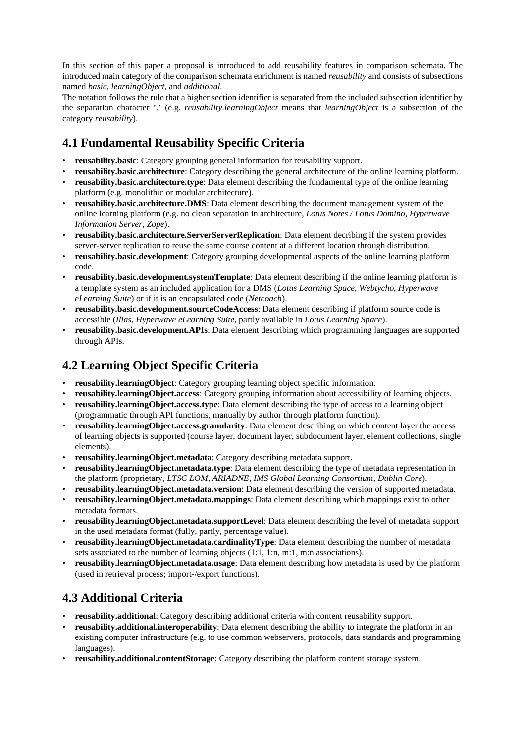In this section of this paper a proposal is introduced to add reusability features in comparison schemata. The introduced main category of the comparison schemata enrichment is named *reusability* and consists of subsections named *basic*, *learningObject*, and *additional.*

The notation follows the rule that a higher section identifier is separated from the included subsection identifier by the separation character '.' (e.g. *reusability.learningObject* means that *learningObject* is a subsection of the category *reusability*).

## 4.1 Fundamental Reusability Specific Criteria

- **reusability.basic**: Category grouping general information for reusability support.
- **reusability.basic.architecture**: Category describing the general architecture of the online learning platform.
- **reusability.basic.architecture.type**: Data element describing the fundamental type of the online learning platform (e.g. monolithic or modular architecture).
- **reusability.basic.architecture.DMS**: Data element describing the document management system of the online learning platform (e.g. no clean separation in architecture, *Lotus Notes / Lotus Domino*, *Hyperwave Information Server*, *Zope*).
- **reusability.basic.architecture.ServerServerReplication**: Data element decribing if the system provides server-server replication to reuse the same course content at a different location through distribution.
- **reusability.basic.development**: Category grouping developmental aspects of the online learning platform code.
- **reusability.basic.development.systemTemplate**: Data element describing if the online learning platform is a template system as an included application for a DMS (*Lotus Learning Space*, *Webtycho*, *Hyperwave eLearning Suite*) or if it is an encapsulated code (*Netcoach*).
- **reusability.basic.development.sourceCodeAccess**: Data element describing if platform source code is accessible (*Ilias, Hyperwave eLearning Suite,* partly available in *Lotus Learning Space*).
- **reusability.basic.development.APIs**: Data element describing which programming languages are supported through APIs.

## 4.2 Learning Object Specific Criteria

- **reusability.learningObject**: Category grouping learning object specific information.
- **reusability.learningObject.access**: Category grouping information about accessibility of learning objects.
- **reusability.learningObject.access.type**: Data element describing the type of access to a learning object (programmatic through API functions, manually by author through platform function).
- **reusability.learningObject.access.granularity**: Data element describing on which content layer the access of learning objects is supported (course layer, document layer, subdocument layer, element collections, single elements).
- **reusability.learningObject.metadata**: Category describing metadata support.
- **reusability.learningObject.metadata.type**: Data element describing the type of metadata representation in the platform (proprietary, *LTSC LOM*, *ARIADNE*, *IMS Global Learning Consortium*, *Dublin Core*).
- **reusability.learningObject.metadata.version**: Data element describing the version of supported metadata.
- **reusability.learningObject.metadata.mappings**: Data element describing which mappings exist to other metadata formats.
- **reusability.learningObject.metadata.supportLevel**: Data element describing the level of metadata support in the used metadata format (fully, partly, percentage value).
- **reusability.learningObject.metadata.cardinalityType**: Data element describing the number of metadata sets associated to the number of learning objects (1:1, 1:n, m:1, m:n associations).
- **reusability.learningObject.metadata.usage**: Data element describing how metadata is used by the platform (used in retrieval process; import-/export functions).

## 4.3 Additional Criteria

- **reusability.additional**: Category describing additional criteria with content reusability support.
- **reusability.additional.interoperability**: Data element describing the ability to integrate the platform in an existing computer infrastructure (e.g. to use common webservers, protocols, data standards and programming languages).
- **reusability.additional.contentStorage**: Category describing the platform content storage system.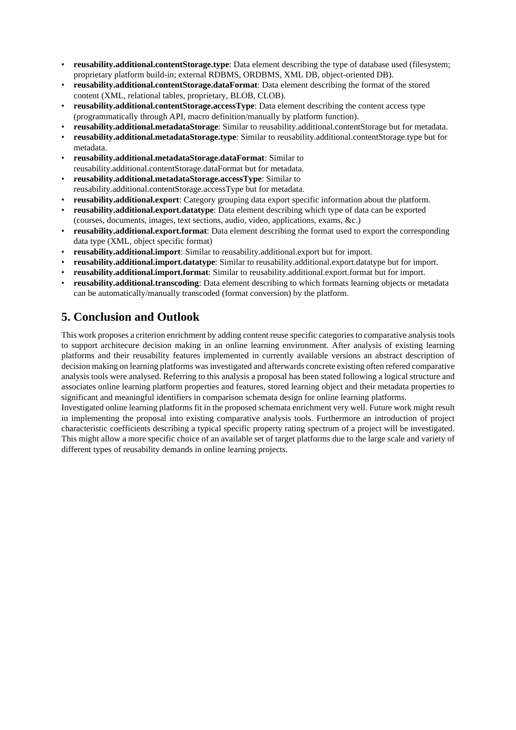- **reusability.additional.contentStorage.type**: Data element describing the type of database used (filesystem; proprietary platform build-in; external RDBMS, ORDBMS, XML DB, object-oriented DB).
- **reusability.additional.contentStorage.dataFormat**: Data element describing the format of the stored content (XML, relational tables, proprietary, BLOB, CLOB).
- **reusability.additional.contentStorage.accessType**: Data element describing the content access type (programmatically through API, macro definition/manually by platform function).
- **reusability.additional.metadataStorage**: Similar to reusability.additional.contentStorage but for metadata.
- **reusability.additional.metadataStorage.type**: Similar to reusability.additional.contentStorage.type but for metadata.
- **reusability.additional.metadataStorage.dataFormat**: Similar to reusability.additional.contentStorage.dataFormat but for metadata.
- **reusability.additional.metadataStorage.accessType**: Similar to reusability.additional.contentStorage.accessType but for metadata.
- **reusability.additional.export**: Category grouping data export specific information about the platform.
- **reusability.additional.export.datatype**: Data element describing which type of data can be exported (courses, documents, images, text sections, audio, video, applications, exams, &c.)
- **reusability.additional.export.format**: Data element describing the format used to export the corresponding data type (XML, object specific format)
- **reusability.additional.import**: Similar to reusability.additional.export but for import.
- **reusability.additional.import.datatype**: Similar to reusability.additional.export.datatype but for import.
- **reusability.additional.import.format**: Similar to reusability.additional.export.format but for import.
- **reusability.additional.transcoding**: Data element describing to which formats learning objects or metadata can be automatically/manually transcoded (format conversion) by the platform.

## 5. Conclusion and Outlook

This work proposes a criterion enrichment by adding content reuse specific categories to comparative analysis tools to support architecure decision making in an online learning environment. After analysis of existing learning platforms and their reusability features implemented in currently available versions an abstract description of decision making on learning platforms was investigated and afterwards concrete existing often refered comparative analysis tools were analysed. Referring to this analysis a proposal has been stated following a logical structure and associates online learning platform properties and features, stored learning object and their metadata properties to significant and meaningful identifiers in comparison schemata design for online learning platforms.

Investigated online learning platforms fit in the proposed schemata enrichment very well. Future work might result in implementing the proposal into existing comparative analysis tools. Furthermore an introduction of project characteristic coefficients describing a typical specific property rating spectrum of a project will be investigated. This might allow a more specific choice of an available set of target platforms due to the large scale and variety of different types of reusability demands in online learning projects.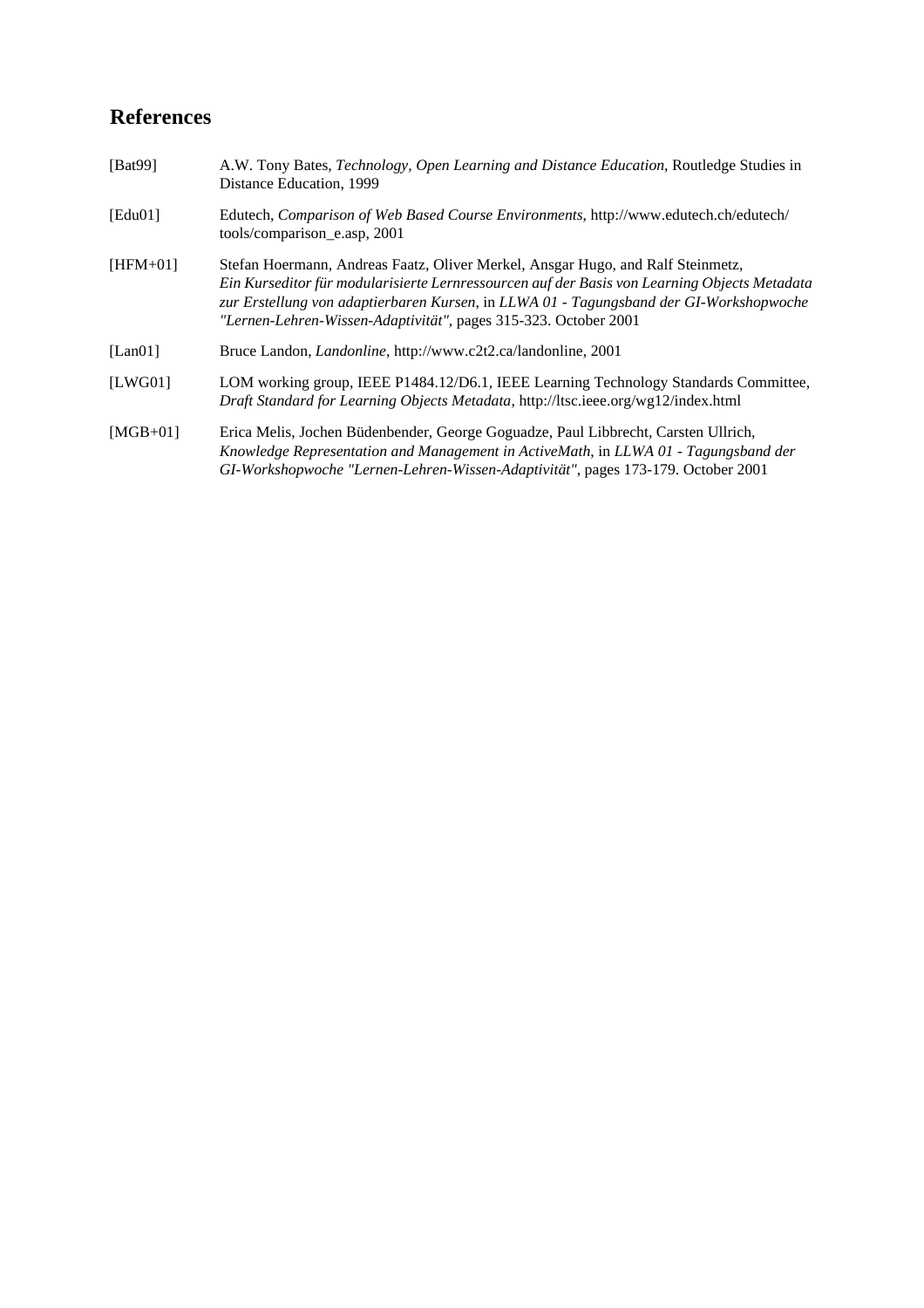## References

[Bat99] A.W. Tony Bates, *Technology, Open Learning and Distance Education*, Routledge Studies in Distance Education, 1999

[Edu01] Edutech, *Comparison of Web Based Course Environments*, http://www.edutech.ch/edutech/tools/comparison_e.asp, 2001

[HFM+01] Stefan Hoermann, Andreas Faatz, Oliver Merkel, Ansgar Hugo, and Ralf Steinmetz, *Ein Kurseditor für modularisierte Lernressourcen auf der Basis von Learning Objects Metadata zur Erstellung von adaptierbaren Kursen*, in *LLWA 01 - Tagungsband der GI-Workshopwoche "Lernen-Lehren-Wissen-Adaptivität"*, pages 315-323. October 2001

[Lan01] Bruce Landon, *Landonline*, http://www.c2t2.ca/landonline, 2001

[LWG01] LOM working group, IEEE P1484.12/D6.1, IEEE Learning Technology Standards Committee, *Draft Standard for Learning Objects Metadata*, http://ltsc.ieee.org/wg12/index.html

[MGB+01] Erica Melis, Jochen Büdenbender, George Goguadze, Paul Libbrecht, Carsten Ullrich, *Knowledge Representation and Management in ActiveMath*, in *LLWA 01 - Tagungsband der GI-Workshopwoche "Lernen-Lehren-Wissen-Adaptivität"*, pages 173-179. October 2001